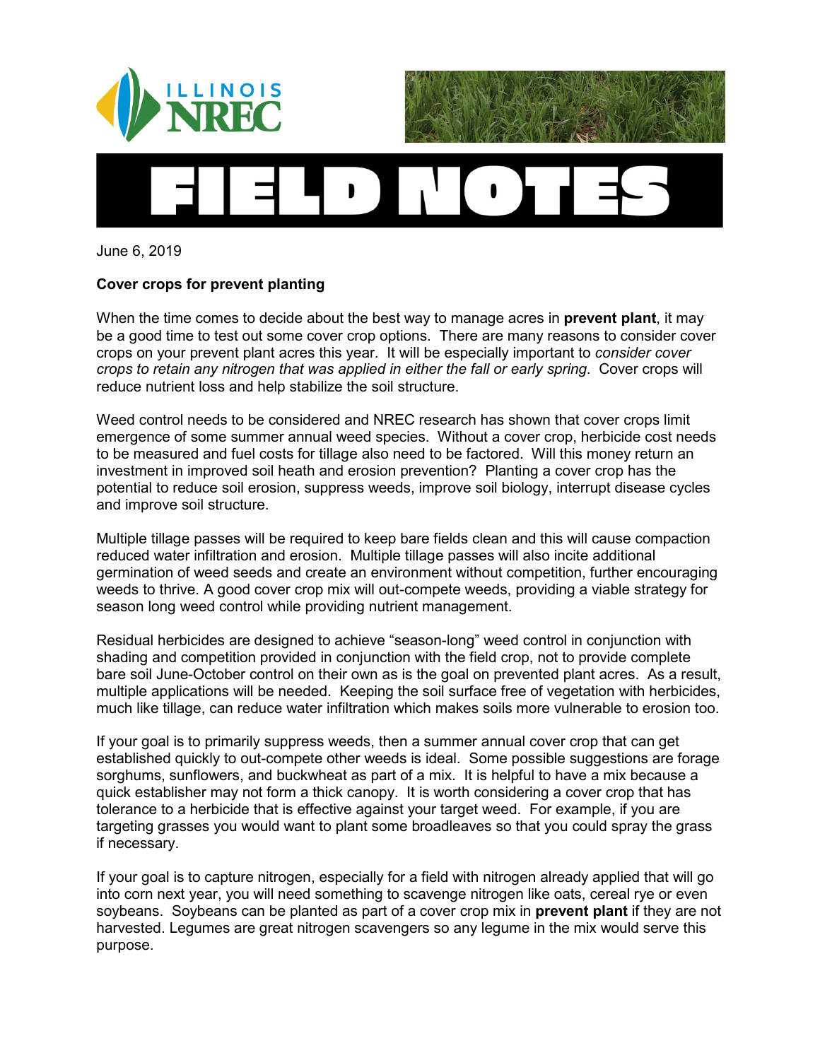# FIELD NOTES

June 6, 2019

**Cover crops for prevent planting**

When the time comes to decide about the best way to manage acres in **prevent plant**, it may be a good time to test out some cover crop options. There are many reasons to consider cover crops on your prevent plant acres this year. It will be especially important to *consider cover crops to retain any nitrogen that was applied in either the fall or early spring*. Cover crops will reduce nutrient loss and help stabilize the soil structure.

Weed control needs to be considered and NREC research has shown that cover crops limit emergence of some summer annual weed species. Without a cover crop, herbicide cost needs to be measured and fuel costs for tillage also need to be factored. Will this money return an investment in improved soil heath and erosion prevention? Planting a cover crop has the potential to reduce soil erosion, suppress weeds, improve soil biology, interrupt disease cycles and improve soil structure.

Multiple tillage passes will be required to keep bare fields clean and this will cause compaction reduced water infiltration and erosion. Multiple tillage passes will also incite additional germination of weed seeds and create an environment without competition, further encouraging weeds to thrive. A good cover crop mix will out-compete weeds, providing a viable strategy for season long weed control while providing nutrient management.

Residual herbicides are designed to achieve "season-long" weed control in conjunction with shading and competition provided in conjunction with the field crop, not to provide complete bare soil June-October control on their own as is the goal on prevented plant acres. As a result, multiple applications will be needed. Keeping the soil surface free of vegetation with herbicides, much like tillage, can reduce water infiltration which makes soils more vulnerable to erosion too.

If your goal is to primarily suppress weeds, then a summer annual cover crop that can get established quickly to out-compete other weeds is ideal. Some possible suggestions are forage sorghums, sunflowers, and buckwheat as part of a mix. It is helpful to have a mix because a quick establisher may not form a thick canopy. It is worth considering a cover crop that has tolerance to a herbicide that is effective against your target weed. For example, if you are targeting grasses you would want to plant some broadleaves so that you could spray the grass if necessary.

If your goal is to capture nitrogen, especially for a field with nitrogen already applied that will go into corn next year, you will need something to scavenge nitrogen like oats, cereal rye or even soybeans. Soybeans can be planted as part of a cover crop mix in **prevent plant** if they are not harvested. Legumes are great nitrogen scavengers so any legume in the mix would serve this purpose.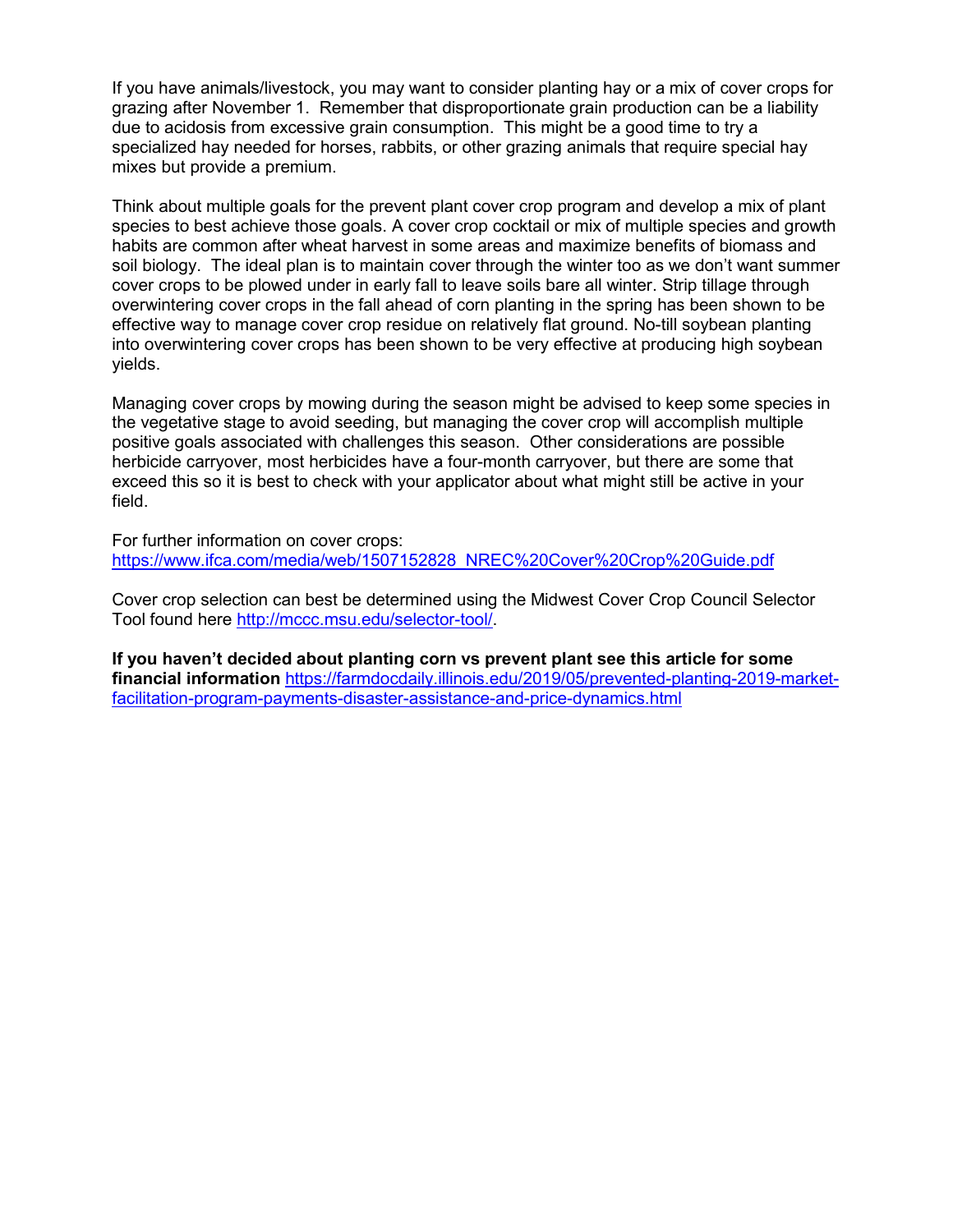If you have animals/livestock, you may want to consider planting hay or a mix of cover crops for grazing after November 1. Remember that disproportionate grain production can be a liability due to acidosis from excessive grain consumption. This might be a good time to try a specialized hay needed for horses, rabbits, or other grazing animals that require special hay mixes but provide a premium.

Think about multiple goals for the prevent plant cover crop program and develop a mix of plant species to best achieve those goals. A cover crop cocktail or mix of multiple species and growth habits are common after wheat harvest in some areas and maximize benefits of biomass and soil biology. The ideal plan is to maintain cover through the winter too as we don't want summer cover crops to be plowed under in early fall to leave soils bare all winter. Strip tillage through overwintering cover crops in the fall ahead of corn planting in the spring has been shown to be effective way to manage cover crop residue on relatively flat ground. No-till soybean planting into overwintering cover crops has been shown to be very effective at producing high soybean yields.

Managing cover crops by mowing during the season might be advised to keep some species in the vegetative stage to avoid seeding, but managing the cover crop will accomplish multiple positive goals associated with challenges this season. Other considerations are possible herbicide carryover, most herbicides have a four-month carryover, but there are some that exceed this so it is best to check with your applicator about what might still be active in your field.

For further information on cover crops:
https://www.ifca.com/media/web/1507152828_NREC%20Cover%20Crop%20Guide.pdf

Cover crop selection can best be determined using the Midwest Cover Crop Council Selector Tool found here http://mccc.msu.edu/selector-tool/.

**If you haven't decided about planting corn vs prevent plant see this article for some financial information** https://farmdocdaily.illinois.edu/2019/05/prevented-planting-2019-market-facilitation-program-payments-disaster-assistance-and-price-dynamics.html